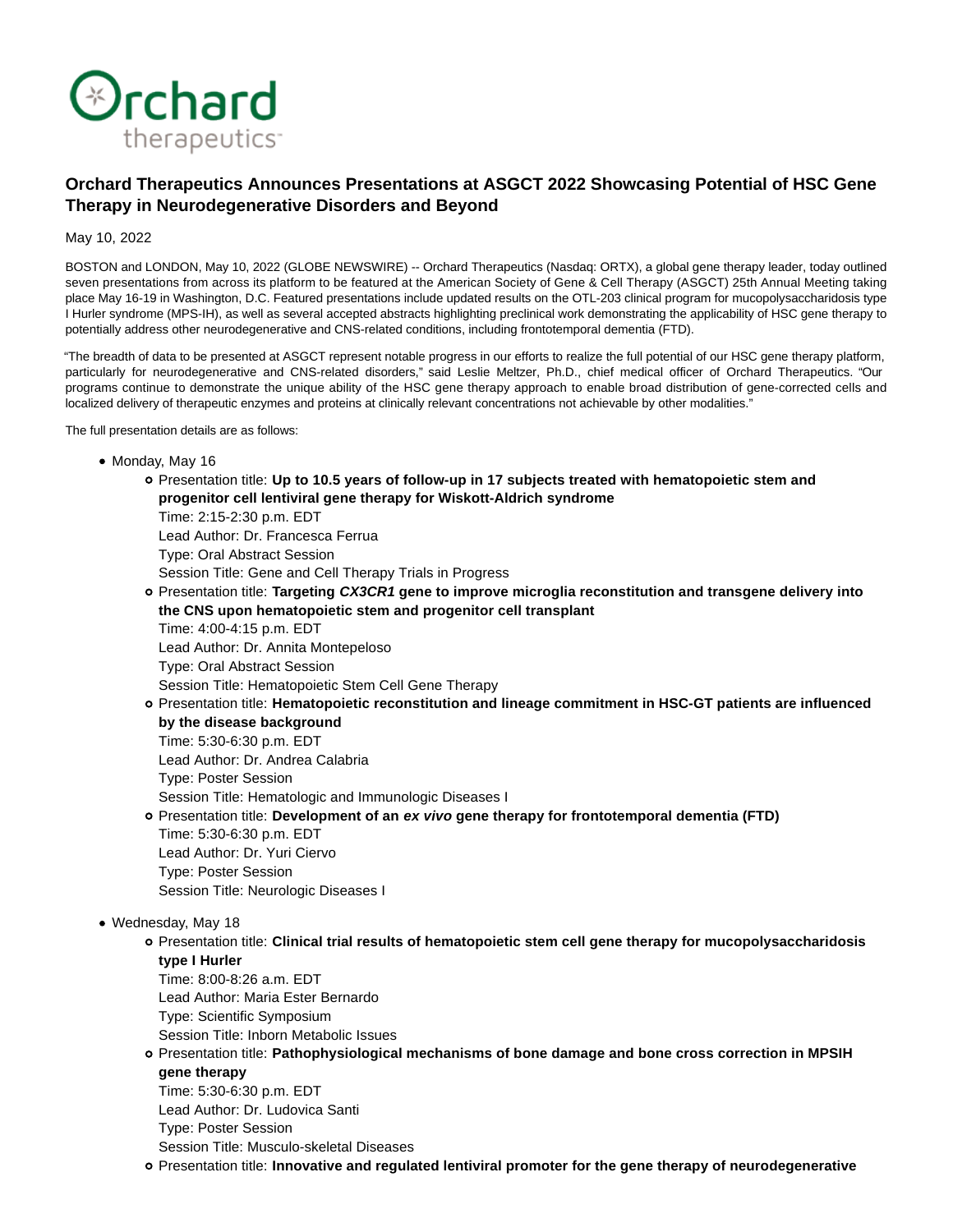# Orchard Therapeutics Announces Presentations at ASGCT 2022 Showcasing Potential of HSC Gene Therapy in Neurodegenerative Disorders and Beyond

May 10, 2022

BOSTON and LONDON, May 10, 2022 (GLOBE NEWSWIRE) -- Orchard Therapeutics (Nasdaq: ORTX), a global gene therapy leader, today outlined seven presentations from across its platform to be featured at the American Society of Gene & Cell Therapy (ASGCT) 25th Annual Meeting taking place May 16-19 in Washington, D.C. Featured presentations include updated results on the OTL-203 clinical program for mucopolysaccharidosis type I Hurler syndrome (MPS-IH), as well as several accepted abstracts highlighting preclinical work demonstrating the applicability of HSC gene therapy to potentially address other neurodegenerative and CNS-related conditions, including frontotemporal dementia (FTD).

"The breadth of data to be presented at ASGCT represent notable progress in our efforts to realize the full potential of our HSC gene therapy platform, particularly for neurodegenerative and CNS-related disorders," said Leslie Meltzer, Ph.D., chief medical officer of Orchard Therapeutics. "Our programs continue to demonstrate the unique ability of the HSC gene therapy approach to enable broad distribution of gene-corrected cells and localized delivery of therapeutic enzymes and proteins at clinically relevant concentrations not achievable by other modalities."

The full presentation details are as follows:

- Monday, May 16
  - Presentation title: **Up to 10.5 years of follow-up in 17 subjects treated with hematopoietic stem and progenitor cell lentiviral gene therapy for Wiskott-Aldrich syndrome**
    Time: 2:15-2:30 p.m. EDT
    Lead Author: Dr. Francesca Ferrua
    Type: Oral Abstract Session
    Session Title: Gene and Cell Therapy Trials in Progress
  - Presentation title: **Targeting *CX3CR1* gene to improve microglia reconstitution and transgene delivery into the CNS upon hematopoietic stem and progenitor cell transplant**
    Time: 4:00-4:15 p.m. EDT
    Lead Author: Dr. Annita Montepeloso
    Type: Oral Abstract Session
    Session Title: Hematopoietic Stem Cell Gene Therapy
  - Presentation title: **Hematopoietic reconstitution and lineage commitment in HSC-GT patients are influenced by the disease background**
    Time: 5:30-6:30 p.m. EDT
    Lead Author: Dr. Andrea Calabria
    Type: Poster Session
    Session Title: Hematologic and Immunologic Diseases I
  - Presentation title: **Development of an *ex vivo* gene therapy for frontotemporal dementia (FTD)**
    Time: 5:30-6:30 p.m. EDT
    Lead Author: Dr. Yuri Ciervo
    Type: Poster Session
    Session Title: Neurologic Diseases I
- Wednesday, May 18
  - Presentation title: **Clinical trial results of hematopoietic stem cell gene therapy for mucopolysaccharidosis type I Hurler**
    Time: 8:00-8:26 a.m. EDT
    Lead Author: Maria Ester Bernardo
    Type: Scientific Symposium
    Session Title: Inborn Metabolic Issues
  - Presentation title: **Pathophysiological mechanisms of bone damage and bone cross correction in MPSIH gene therapy**
    Time: 5:30-6:30 p.m. EDT
    Lead Author: Dr. Ludovica Santi
    Type: Poster Session
    Session Title: Musculo-skeletal Diseases
  - Presentation title: **Innovative and regulated lentiviral promoter for the gene therapy of neurodegenerative**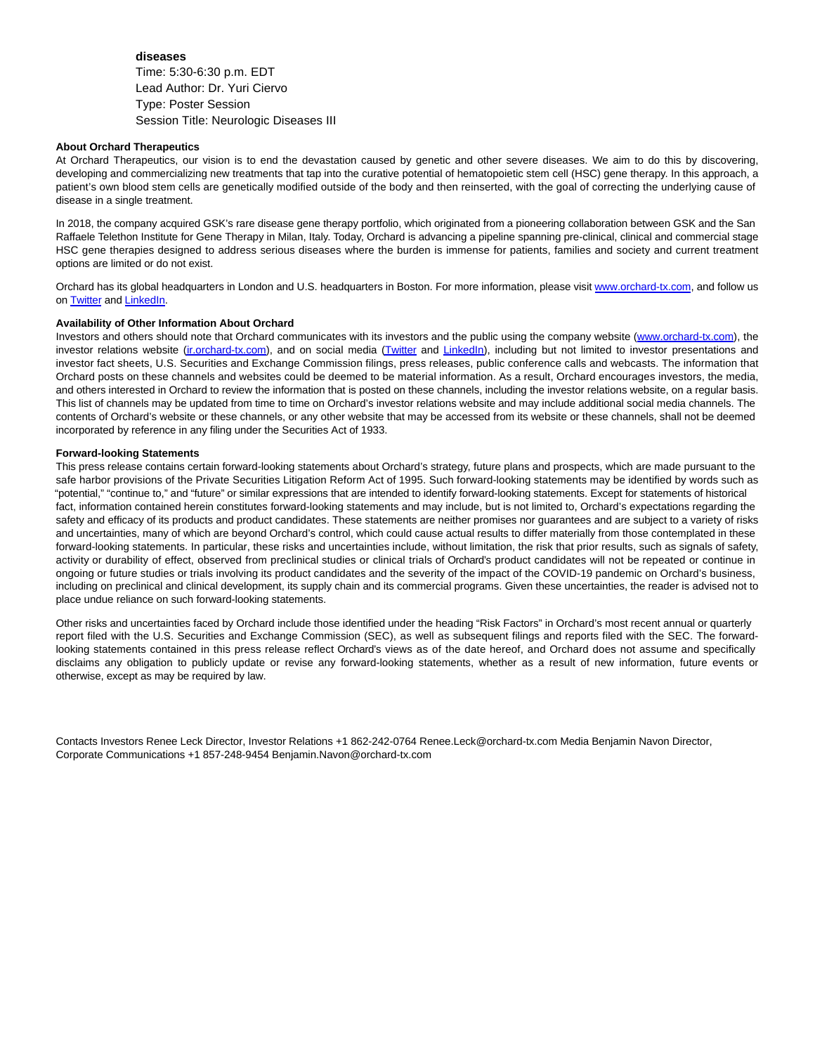**diseases**
Time: 5:30-6:30 p.m. EDT
Lead Author: Dr. Yuri Ciervo
Type: Poster Session
Session Title: Neurologic Diseases III

**About Orchard Therapeutics**

At Orchard Therapeutics, our vision is to end the devastation caused by genetic and other severe diseases. We aim to do this by discovering, developing and commercializing new treatments that tap into the curative potential of hematopoietic stem cell (HSC) gene therapy. In this approach, a patient's own blood stem cells are genetically modified outside of the body and then reinserted, with the goal of correcting the underlying cause of disease in a single treatment.

In 2018, the company acquired GSK's rare disease gene therapy portfolio, which originated from a pioneering collaboration between GSK and the San Raffaele Telethon Institute for Gene Therapy in Milan, Italy. Today, Orchard is advancing a pipeline spanning pre-clinical, clinical and commercial stage HSC gene therapies designed to address serious diseases where the burden is immense for patients, families and society and current treatment options are limited or do not exist.

Orchard has its global headquarters in London and U.S. headquarters in Boston. For more information, please visit [www.orchard-tx.com](www.orchard-tx.com), and follow us on [Twitter]() and [LinkedIn]().

**Availability of Other Information About Orchard**

Investors and others should note that Orchard communicates with its investors and the public using the company website ([www.orchard-tx.com](www.orchard-tx.com)), the investor relations website ([ir.orchard-tx.com](ir.orchard-tx.com)), and on social media ([Twitter]() and [LinkedIn]()), including but not limited to investor presentations and investor fact sheets, U.S. Securities and Exchange Commission filings, press releases, public conference calls and webcasts. The information that Orchard posts on these channels and websites could be deemed to be material information. As a result, Orchard encourages investors, the media, and others interested in Orchard to review the information that is posted on these channels, including the investor relations website, on a regular basis. This list of channels may be updated from time to time on Orchard's investor relations website and may include additional social media channels. The contents of Orchard's website or these channels, or any other website that may be accessed from its website or these channels, shall not be deemed incorporated by reference in any filing under the Securities Act of 1933.

**Forward-looking Statements**

This press release contains certain forward-looking statements about Orchard's strategy, future plans and prospects, which are made pursuant to the safe harbor provisions of the Private Securities Litigation Reform Act of 1995. Such forward-looking statements may be identified by words such as "potential," "continue to," and "future" or similar expressions that are intended to identify forward-looking statements. Except for statements of historical fact, information contained herein constitutes forward-looking statements and may include, but is not limited to, Orchard's expectations regarding the safety and efficacy of its products and product candidates. These statements are neither promises nor guarantees and are subject to a variety of risks and uncertainties, many of which are beyond Orchard's control, which could cause actual results to differ materially from those contemplated in these forward-looking statements. In particular, these risks and uncertainties include, without limitation, the risk that prior results, such as signals of safety, activity or durability of effect, observed from preclinical studies or clinical trials of Orchard's product candidates will not be repeated or continue in ongoing or future studies or trials involving its product candidates and the severity of the impact of the COVID-19 pandemic on Orchard's business, including on preclinical and clinical development, its supply chain and its commercial programs. Given these uncertainties, the reader is advised not to place undue reliance on such forward-looking statements.

Other risks and uncertainties faced by Orchard include those identified under the heading "Risk Factors" in Orchard's most recent annual or quarterly report filed with the U.S. Securities and Exchange Commission (SEC), as well as subsequent filings and reports filed with the SEC. The forward-looking statements contained in this press release reflect Orchard's views as of the date hereof, and Orchard does not assume and specifically disclaims any obligation to publicly update or revise any forward-looking statements, whether as a result of new information, future events or otherwise, except as may be required by law.

Contacts Investors Renee Leck Director, Investor Relations +1 862-242-0764 Renee.Leck@orchard-tx.com Media Benjamin Navon Director, Corporate Communications +1 857-248-9454 Benjamin.Navon@orchard-tx.com